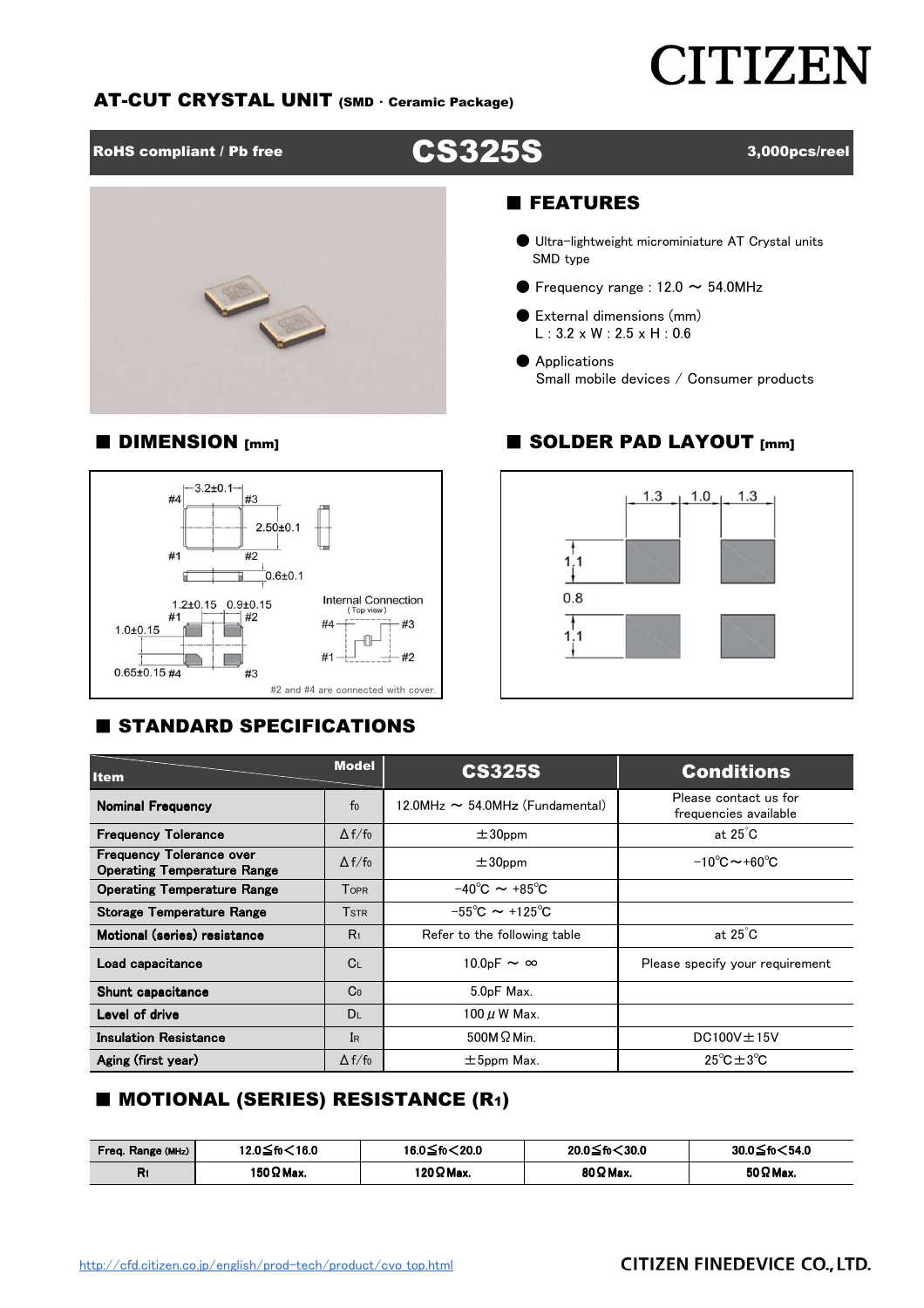CITIZEN

# AT-CUT CRYSTAL UNIT (SMD · Ceramic Package)

RoHS compliant / Pb free **CS325S** 3,000pcs/reel

## ■ FEATURES

- Ultra-lightweight microminiature AT Crystal units SMD type
- Frequency range : 12.0 ～ 54.0MHz
- External dimensions (mm)
  L : 3.2 x W : 2.5 x H : 0.6
- Applications
  Small mobile devices / Consumer products

## ■ DIMENSION [mm]

3.2±0.1, 2.50±0.1, 0.6±0.1, 1.2±0.15, 0.9±0.15, 1.0±0.15, 0.65±0.15

Internal Connection (Top view)

#2 and #4 are connected with cover.

## ■ SOLDER PAD LAYOUT [mm]

1.3, 1.0, 1.3, 1.1, 0.8, 1.1

## ■ STANDARD SPECIFICATIONS

| Item | Model | CS325S | Conditions |
|---|---|---|---|
| Nominal Frequency | $f_0$ | 12.0MHz ～ 54.0MHz (Fundamental) | Please contact us for frequencies available |
| Frequency Tolerance | $\Delta f/f_0$ | ±30ppm | at 25°C |
| Frequency Tolerance over Operating Temperature Range | $\Delta f/f_0$ | ±30ppm | −10℃～+60℃ |
| Operating Temperature Range | $T_{OPR}$ | −40℃ ～ +85℃ | |
| Storage Temperature Range | $T_{STR}$ | −55℃ ～ +125℃ | |
| Motional (series) resistance | $R_1$ | Refer to the following table | at 25°C |
| Load capacitance | $C_L$ | 10.0pF ～ ∞ | Please specify your requirement |
| Shunt capacitance | $C_0$ | 5.0pF Max. | |
| Level of drive | $D_L$ | 100 μW Max. | |
| Insulation Resistance | $I_R$ | 500MΩ Min. | DC100V±15V |
| Aging (first year) | $\Delta f/f_0$ | ±5ppm Max. | 25℃±3℃ |

## ■ MOTIONAL (SERIES) RESISTANCE ($R_1$)

| Freq. Range (MHz) | 12.0≦f0<16.0 | 16.0≦f0<20.0 | 20.0≦f0<30.0 | 30.0≦f0<54.0 |
|---|---|---|---|---|
| $R_1$ | 150Ω Max. | 120Ω Max. | 80Ω Max. | 50Ω Max. |

http://cfd.citizen.co.jp/english/prod-tech/product/cvo_top.html

CITIZEN FINEDEVICE CO., LTD.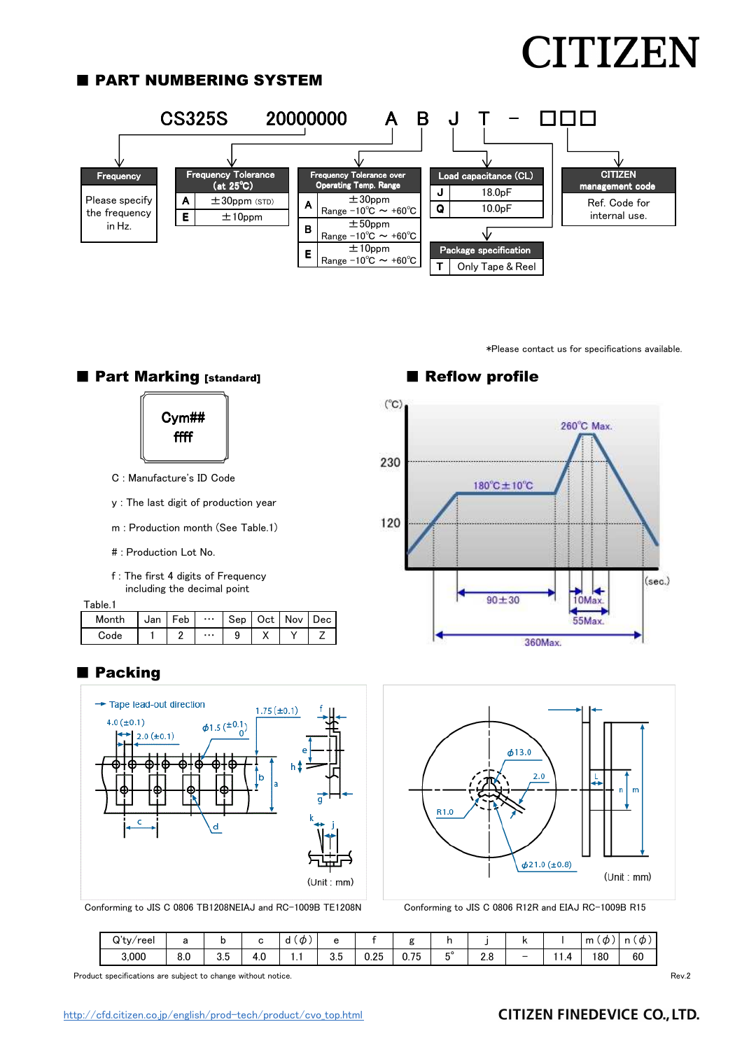# CITIZEN

## ■ PART NUMBERING SYSTEM

CS325S 20000000 A B J T − □□□

**Frequency**

Please specify the frequency in Hz.

| Frequency Tolerance (at 25℃) | |
|---|---|
| A | ±30ppm (STD) |
| E | ±10ppm |

| Frequency Tolerance over Operating Temp. Range | |
|---|---|
| A | ±30ppm Range −10℃ ～ +60℃ |
| B | ±50ppm Range −10℃ ～ +60℃ |
| E | ±10ppm Range −10℃ ～ +60℃ |

| Load capacitance (CL) | |
|---|---|
| J | 18.0pF |
| Q | 10.0pF |

| Package specification | |
|---|---|
| T | Only Tape & Reel |

**CITIZEN management code**

Ref. Code for internal use.

*Please contact us for specifications available.

## ■ Part Marking [standard]

Cym##
ffff

C : Manufacture's ID Code

y : The last digit of production year

m : Production month (See Table.1)

# : Production Lot No.

f : The first 4 digits of Frequency including the decimal point

Table.1

| Month | Jan | Feb | ··· | Sep | Oct | Nov | Dec |
|---|---|---|---|---|---|---|---|
| Code | 1 | 2 | ··· | 9 | X | Y | Z |

## ■ Reflow profile

(℃)
260℃ Max.
230
180℃±10℃
120
(sec.)
90±30
10Max.
55Max.
360Max.

## ■ Packing

Tape lead-out direction
4.0 (±0.1)
2.0 (±0.1)
φ1.5 (+0.1/0)
1.75 (±0.1)
a b c d e f g h j k
(Unit : mm)

Conforming to JIS C 0806 TB1208NEIAJ and RC-1009B TE1208N

φ13.0
2.0
R1.0
φ21.0 (±0.8)
l n m
(Unit : mm)

Conforming to JIS C 0806 R12R and EIAJ RC-1009B R15

| Q'ty/reel | a | b | c | d (φ) | e | f | g | h | j | k | l | m (φ) | n (φ) |
|---|---|---|---|---|---|---|---|---|---|---|---|---|---|
| 3,000 | 8.0 | 3.5 | 4.0 | 1.1 | 3.5 | 0.25 | 0.75 | 5° | 2.8 | − | 11.4 | 180 | 60 |

Product specifications are subject to change without notice.

Rev.2

http://cfd.citizen.co.jp/english/prod-tech/product/cvo_top.html

CITIZEN FINEDEVICE CO., LTD.